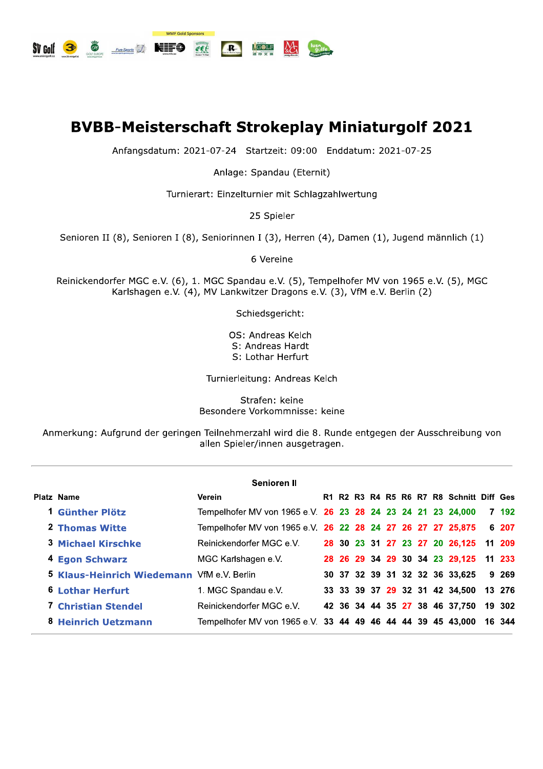# BVBB-Meisterschaft Strokeplay Miniaturgolf 2021

Anfangsdatum: 2021-07-24 Startzeit: 09:00 Enddatum: 2021-07-25

Anlage: Spandau (Eternit)

Turnierart: Einzelturnier mit Schlagzahlwertung

25 Spieler

Senioren II (8), Senioren I (8), Seniorinnen I (3), Herren (4), Damen (1), Jugend männlich (1)

6 Vereine

Reinickendorfer MGC e.V. (6), 1. MGC Spandau e.V. (5), Tempelhofer MV von 1965 e.V. (5), MGC Karlshagen e.V. (4), MV Lankwitzer Dragons e.V. (3), VfM e.V. Berlin (2)

Schiedsgericht:

OS: Andreas Kelch
S: Andreas Hardt
S: Lothar Herfurt

Turnierleitung: Andreas Kelch

Strafen: keine
Besondere Vorkommnisse: keine

Anmerkung: Aufgrund der geringen Teilnehmerzahl wird die 8. Runde entgegen der Ausschreibung von allen Spieler/innen ausgetragen.

---

### Senioren II

| Platz | Name | Verein | R1 | R2 | R3 | R4 | R5 | R6 | R7 | R8 | Schnitt | Diff | Ges |
|---|---|---|---|---|---|---|---|---|---|---|---|---|---|
| 1 | Günther Plötz | Tempelhofer MV von 1965 e.V. | 26 | 23 | 28 | 24 | 23 | 24 | 21 | 23 | 24,000 | 7 | 192 |
| 2 | Thomas Witte | Tempelhofer MV von 1965 e.V. | 26 | 22 | 28 | 24 | 27 | 26 | 27 | 27 | 25,875 | 6 | 207 |
| 3 | Michael Kirschke | Reinickendorfer MGC e.V. | 28 | 30 | 23 | 31 | 27 | 23 | 27 | 20 | 26,125 | 11 | 209 |
| 4 | Egon Schwarz | MGC Karlshagen e.V. | 28 | 26 | 29 | 34 | 29 | 30 | 34 | 23 | 29,125 | 11 | 233 |
| 5 | Klaus-Heinrich Wiedemann | VfM e.V. Berlin | 30 | 37 | 32 | 39 | 31 | 32 | 32 | 36 | 33,625 | 9 | 269 |
| 6 | Lothar Herfurt | 1. MGC Spandau e.V. | 33 | 33 | 39 | 37 | 29 | 32 | 31 | 42 | 34,500 | 13 | 276 |
| 7 | Christian Stendel | Reinickendorfer MGC e.V. | 42 | 36 | 34 | 44 | 35 | 27 | 38 | 46 | 37,750 | 19 | 302 |
| 8 | Heinrich Uetzmann | Tempelhofer MV von 1965 e.V. | 33 | 44 | 49 | 46 | 44 | 44 | 39 | 45 | 43,000 | 16 | 344 |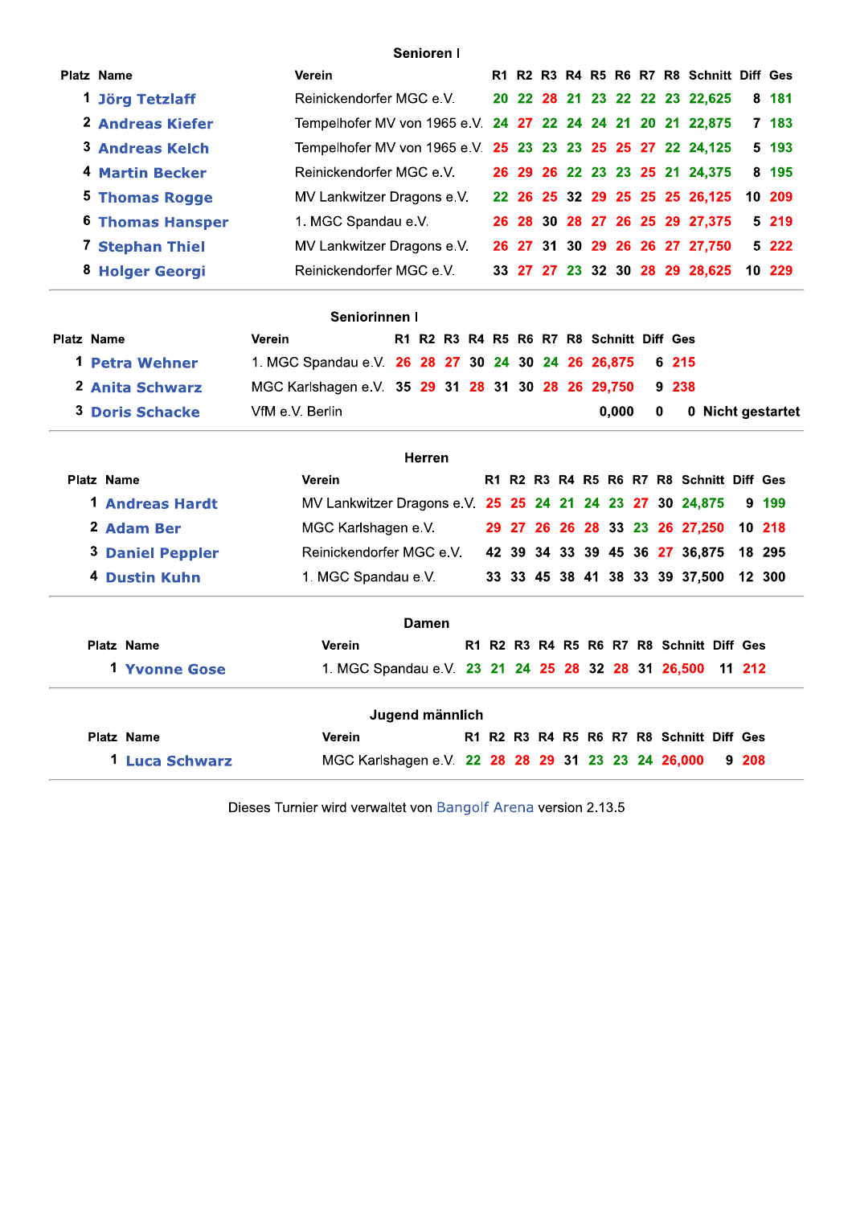## Senioren I

| Platz | Name | Verein | R1 | R2 | R3 | R4 | R5 | R6 | R7 | R8 | Schnitt | Diff | Ges |
|---|---|---|---|---|---|---|---|---|---|---|---|---|---|
| 1 | Jörg Tetzlaff | Reinickendorfer MGC e.V. | 20 | 22 | 28 | 21 | 23 | 22 | 22 | 23 | 22,625 | 8 | 181 |
| 2 | Andreas Kiefer | Tempelhofer MV von 1965 e.V. | 24 | 27 | 22 | 24 | 24 | 21 | 20 | 21 | 22,875 | 7 | 183 |
| 3 | Andreas Kelch | Tempelhofer MV von 1965 e.V. | 25 | 23 | 23 | 23 | 25 | 25 | 27 | 22 | 24,125 | 5 | 193 |
| 4 | Martin Becker | Reinickendorfer MGC e.V. | 26 | 29 | 26 | 22 | 23 | 23 | 25 | 21 | 24,375 | 8 | 195 |
| 5 | Thomas Rogge | MV Lankwitzer Dragons e.V. | 22 | 26 | 25 | 32 | 29 | 25 | 25 | 25 | 26,125 | 10 | 209 |
| 6 | Thomas Hansper | 1. MGC Spandau e.V. | 26 | 28 | 30 | 28 | 27 | 26 | 25 | 29 | 27,375 | 5 | 219 |
| 7 | Stephan Thiel | MV Lankwitzer Dragons e.V. | 26 | 27 | 31 | 30 | 29 | 26 | 26 | 27 | 27,750 | 5 | 222 |
| 8 | Holger Georgi | Reinickendorfer MGC e.V. | 33 | 27 | 27 | 23 | 32 | 30 | 28 | 29 | 28,625 | 10 | 229 |

## Seniorinnen I

| Platz | Name | Verein | R1 | R2 | R3 | R4 | R5 | R6 | R7 | R8 | Schnitt | Diff | Ges |
|---|---|---|---|---|---|---|---|---|---|---|---|---|---|
| 1 | Petra Wehner | 1. MGC Spandau e.V. | 26 | 28 | 27 | 30 | 24 | 30 | 24 | 26 | 26,875 | 6 | 215 |
| 2 | Anita Schwarz | MGC Karlshagen e.V. | 35 | 29 | 31 | 28 | 31 | 30 | 28 | 26 | 29,750 | 9 | 238 |
| 3 | Doris Schacke | VfM e.V. Berlin | | | | | | | | | 0,000 | 0 | 0 Nicht gestartet |

## Herren

| Platz | Name | Verein | R1 | R2 | R3 | R4 | R5 | R6 | R7 | R8 | Schnitt | Diff | Ges |
|---|---|---|---|---|---|---|---|---|---|---|---|---|---|
| 1 | Andreas Hardt | MV Lankwitzer Dragons e.V. | 25 | 25 | 24 | 21 | 24 | 23 | 27 | 30 | 24,875 | 9 | 199 |
| 2 | Adam Ber | MGC Karlshagen e.V. | 29 | 27 | 26 | 26 | 28 | 33 | 23 | 26 | 27,250 | 10 | 218 |
| 3 | Daniel Peppler | Reinickendorfer MGC e.V. | 42 | 39 | 34 | 33 | 39 | 45 | 36 | 27 | 36,875 | 18 | 295 |
| 4 | Dustin Kuhn | 1. MGC Spandau e.V. | 33 | 33 | 45 | 38 | 41 | 38 | 33 | 39 | 37,500 | 12 | 300 |

## Damen

| Platz | Name | Verein | R1 | R2 | R3 | R4 | R5 | R6 | R7 | R8 | Schnitt | Diff | Ges |
|---|---|---|---|---|---|---|---|---|---|---|---|---|---|
| 1 | Yvonne Gose | 1. MGC Spandau e.V. | 23 | 21 | 24 | 25 | 28 | 32 | 28 | 31 | 26,500 | 11 | 212 |

## Jugend männlich

| Platz | Name | Verein | R1 | R2 | R3 | R4 | R5 | R6 | R7 | R8 | Schnitt | Diff | Ges |
|---|---|---|---|---|---|---|---|---|---|---|---|---|---|
| 1 | Luca Schwarz | MGC Karlshagen e.V. | 22 | 28 | 28 | 29 | 31 | 23 | 23 | 24 | 26,000 | 9 | 208 |

Dieses Turnier wird verwaltet von Bangolf Arena version 2.13.5